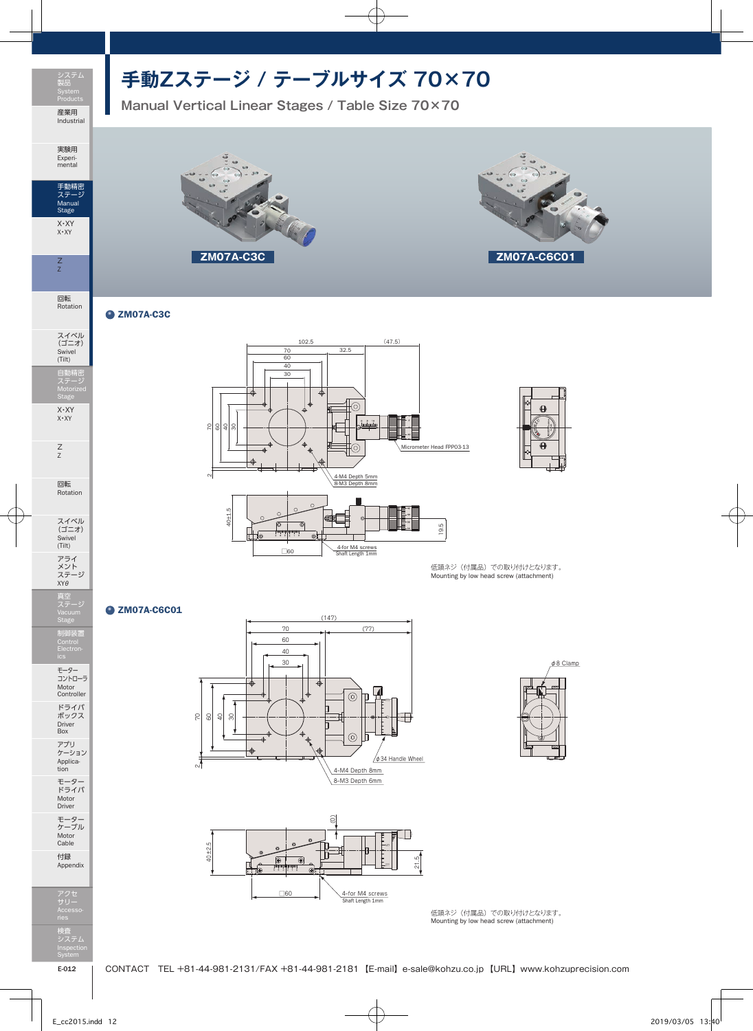# 手動Zステージ / テーブルサイズ 70×70

## Manual Vertical Linear Stages / Table Size 70×70

ZM07A-C3C

ZM07A-C6C01

### ZM07A-C3C

102.5
70
32.5
(47.5)
60
40
30
70
60
40
30
2
Micrometer Head FPP03-13
4-M4 Depth 5mm
8-M3 Depth 8mm
40±1.5
19.5
□60
4-for M4 screws
Shaft Length 1mm

低頭ネジ（付属品）での取り付けとなります。
Mounting by low head screw (attachment)

### ZM07A-C6C01

(147)
70
(77)
60
40
30
70
60
40
30
2
φ8 Clamp
φ34 Handle Wheel
4-M4 Depth 8mm
8-M3 Depth 6mm
(0)
40±2.5
21.5
□60
4-for M4 screws
Shaft Length 1mm

低頭ネジ（付属品）での取り付けとなります。
Mounting by low head screw (attachment)

CONTACT　TEL +81-44-981-2131/FAX +81-44-981-2181 【E-mail】e-sale@kohzu.co.jp 【URL】www.kohzuprecision.com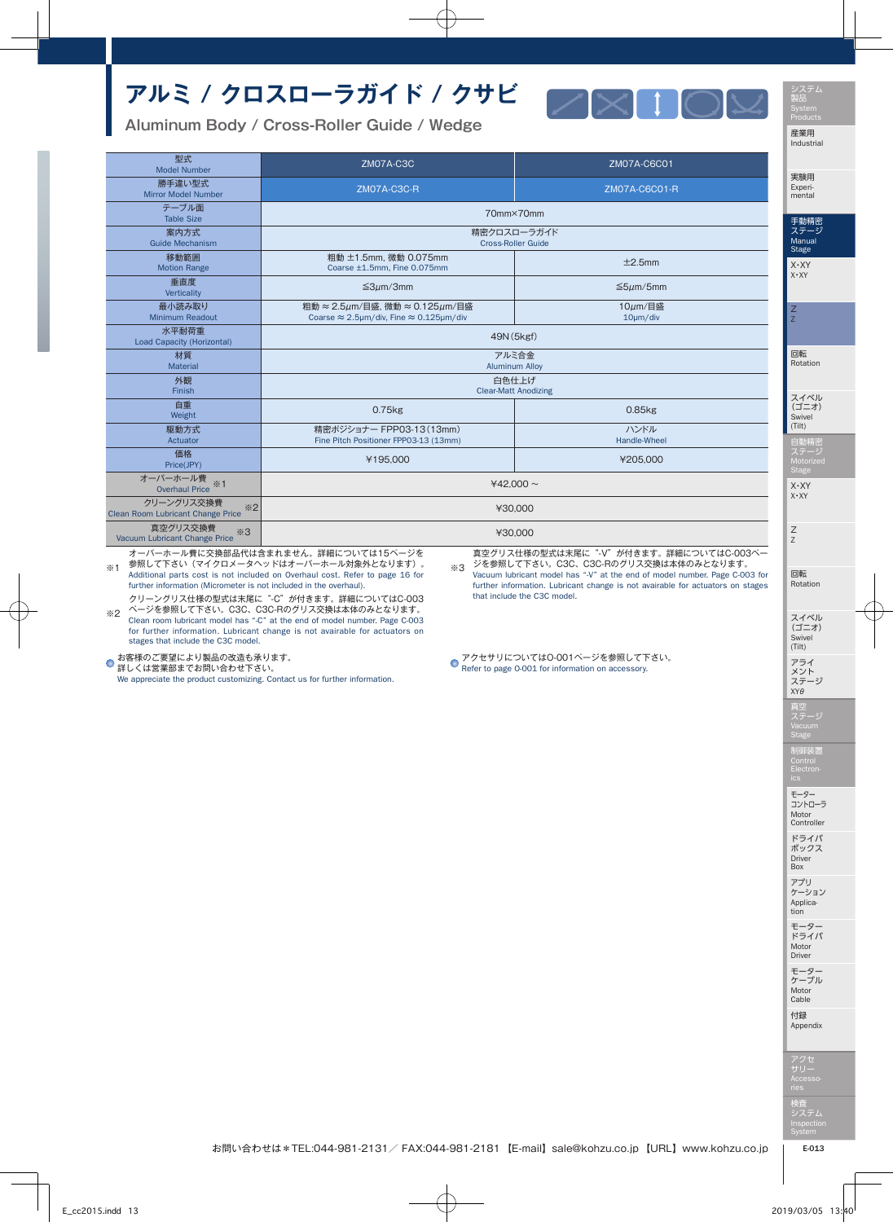# アルミ / クロスローラガイド / クサビ

## Aluminum Body / Cross-Roller Guide / Wedge

| 型式 Model Number | ZM07A-C3C | ZM07A-C6C01 |
|---|---|---|
| 勝手違い型式 Mirror Model Number | ZM07A-C3C-R | ZM07A-C6C01-R |
| テーブル面 Table Size | 70mm×70mm | |
| 案内方式 Guide Mechanism | 精密クロスローラガイド Cross-Roller Guide | |
| 移動範囲 Motion Range | 粗動 ±1.5mm, 微動 0.075mm Coarse ±1.5mm, Fine 0.075mm | ±2.5mm |
| 垂直度 Verticality | ≦3μm/3mm | ≦5μm/5mm |
| 最小読み取り Minimum Readout | 粗動 ≈ 2.5μm/目盛, 微動 ≈ 0.125μm/目盛 Coarse ≈ 2.5μm/div, Fine ≈ 0.125μm/div | 10μm/目盛 10μm/div |
| 水平耐荷重 Load Capacity (Horizontal) | 49N(5kgf) | |
| 材質 Material | アルミ合金 Aluminum Alloy | |
| 外観 Finish | 白色仕上げ Clear-Matt Anodizing | |
| 自重 Weight | 0.75kg | 0.85kg |
| 駆動方式 Actuator | 精密ポジショナー FPP03-13(13mm) Fine Pitch Positioner FPP03-13 (13mm) | ハンドル Handle-Wheel |
| 価格 Price(JPY) | ¥195,000 | ¥205,000 |
| オーバーホール費 Overhaul Price ※1 | ¥42,000 ~ | |
| クリーングリス交換費 Clean Room Lubricant Change Price ※2 | ¥30,000 | |
| 真空グリス交換費 Vacuum Lubricant Change Price ※3 | ¥30,000 | |

※1 オーバーホール費に交換部品代は含まれません。詳細については15ページを参照して下さい（マイクロメータヘッドはオーバーホール対象外となります）。
Additional parts cost is not included on Overhaul cost. Refer to page 16 for further information (Micrometer is not included in the overhaul).

※2 クリーングリス仕様の型式は末尾に"-C"が付きます。詳細についてはC-003ページを参照して下さい。C3C、C3C-Rのグリス交換は本体のみとなります。
Clean room lubricant model has "-C" at the end of model number. Page C-003 for further information. Lubricant change is not avairable for actuators on stages that include the C3C model.

※3 真空グリス仕様の型式は末尾に"-V"が付きます。詳細についてはC-003ページを参照して下さい。C3C、C3C-Rのグリス交換は本体のみとなります。
Vacuum lubricant model has "-V" at the end of model number. Page C-003 for further information. Lubricant change is not avairable for actuators on stages that include the C3C model.

- お客様のご要望により製品の改造も承ります。詳しくは営業部までお問い合わせ下さい。
  We appreciate the product customizing. Contact us for further information.

- アクセサリについてはO-001ページを参照して下さい。
  Refer to page O-001 for information on accessory.

お問い合わせは＊TEL:044-981-2131／ FAX:044-981-2181 【E-mail】sale@kohzu.co.jp 【URL】www.kohzu.co.jp